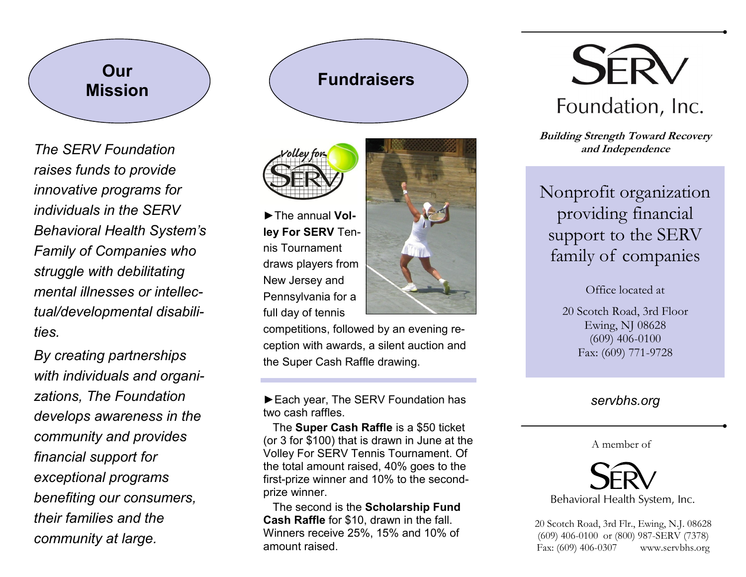## Our Mission

*The SERV Foundation raises funds to provide innovative programs for individuals in the SERV Behavioral Health System's Family of Companies who struggle with debilitating mental illnesses or intellectual/developmental disabilities.*

*By creating partnerships with individuals and organizations, The Foundation develops awareness in the community and provides financial support for exceptional programs benefiting our consumers, their families and the community at large.*

## Fundraisers

►The annual **Volley For SERV** Tennis Tournament draws players from New Jersey and Pennsylvania for a full day of tennis competitions, followed by an evening reception with awards, a silent auction and the Super Cash Raffle drawing.

►Each year, The SERV Foundation has two cash raffles.

The **Super Cash Raffle** is a $50 ticket (or 3 for $100) that is drawn in June at the Volley For SERV Tennis Tournament. Of the total amount raised, 40% goes to the first-prize winner and 10% to the second-prize winner.

The second is the **Scholarship Fund Cash Raffle** for $10, drawn in the fall. Winners receive 25%, 15% and 10% of amount raised.

# SERV Foundation, Inc.

***Building Strength Toward Recovery and Independence***

Nonprofit organization providing financial support to the SERV family of companies

Office located at

20 Scotch Road, 3rd Floor
Ewing, NJ 08628
(609) 406-0100
Fax: (609) 771-9728

*servbhs.org*

A member of

SERV Behavioral Health System, Inc.

20 Scotch Road, 3rd Flr., Ewing, N.J. 08628
(609) 406-0100 or (800) 987-SERV (7378)
Fax: (609) 406-0307 www.servbhs.org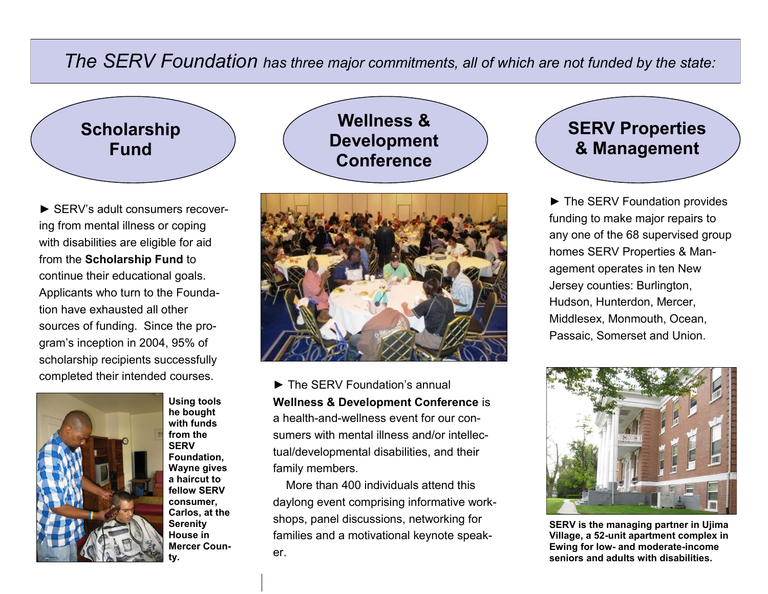*The SERV Foundation has three major commitments, all of which are not funded by the state:*

## Scholarship Fund

► SERV's adult consumers recovering from mental illness or coping with disabilities are eligible for aid from the **Scholarship Fund** to continue their educational goals. Applicants who turn to the Foundation have exhausted all other sources of funding. Since the program's inception in 2004, 95% of scholarship recipients successfully completed their intended courses.

**Using tools he bought with funds from the SERV Foundation, Wayne gives a haircut to fellow SERV consumer, Carlos, at the Serenity House in Mercer County.**

## Wellness & Development Conference

► The SERV Foundation's annual **Wellness & Development Conference** is a health-and-wellness event for our consumers with mental illness and/or intellectual/developmental disabilities, and their family members.

More than 400 individuals attend this daylong event comprising informative workshops, panel discussions, networking for families and a motivational keynote speaker.

## SERV Properties & Management

► The SERV Foundation provides funding to make major repairs to any one of the 68 supervised group homes SERV Properties & Management operates in ten New Jersey counties: Burlington, Hudson, Hunterdon, Mercer, Middlesex, Monmouth, Ocean, Passaic, Somerset and Union.

**SERV is the managing partner in Ujima Village, a 52-unit apartment complex in Ewing for low- and moderate-income seniors and adults with disabilities.**